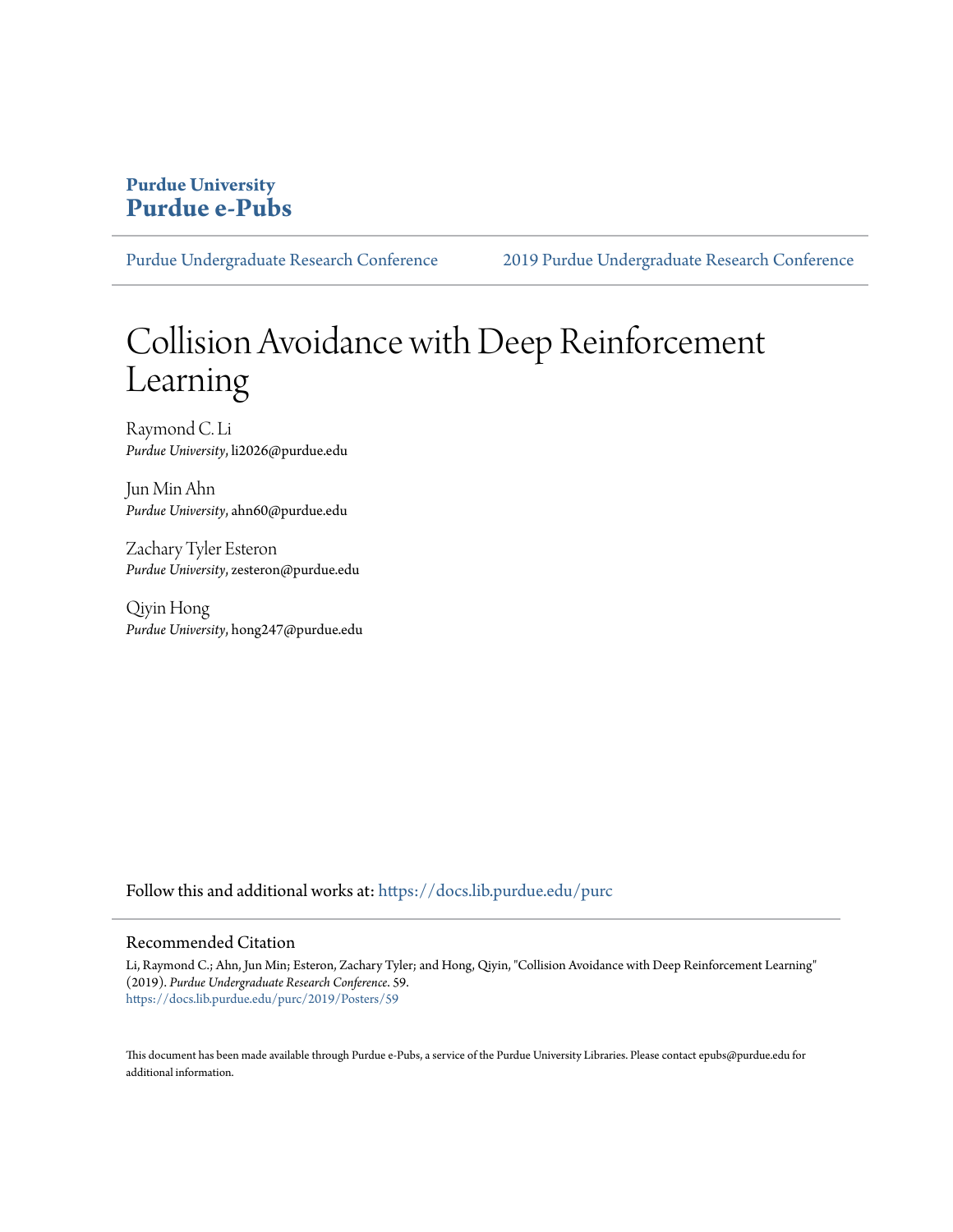**Purdue University**
**Purdue e-Pubs**

Purdue Undergraduate Research Conference     2019 Purdue Undergraduate Research Conference

# Collision Avoidance with Deep Reinforcement Learning

Raymond C. Li
*Purdue University*, li2026@purdue.edu

Jun Min Ahn
*Purdue University*, ahn60@purdue.edu

Zachary Tyler Esteron
*Purdue University*, zesteron@purdue.edu

Qiyin Hong
*Purdue University*, hong247@purdue.edu

Follow this and additional works at: https://docs.lib.purdue.edu/purc

## Recommended Citation

Li, Raymond C.; Ahn, Jun Min; Esteron, Zachary Tyler; and Hong, Qiyin, "Collision Avoidance with Deep Reinforcement Learning" (2019). *Purdue Undergraduate Research Conference*. 59.
https://docs.lib.purdue.edu/purc/2019/Posters/59

This document has been made available through Purdue e-Pubs, a service of the Purdue University Libraries. Please contact epubs@purdue.edu for additional information.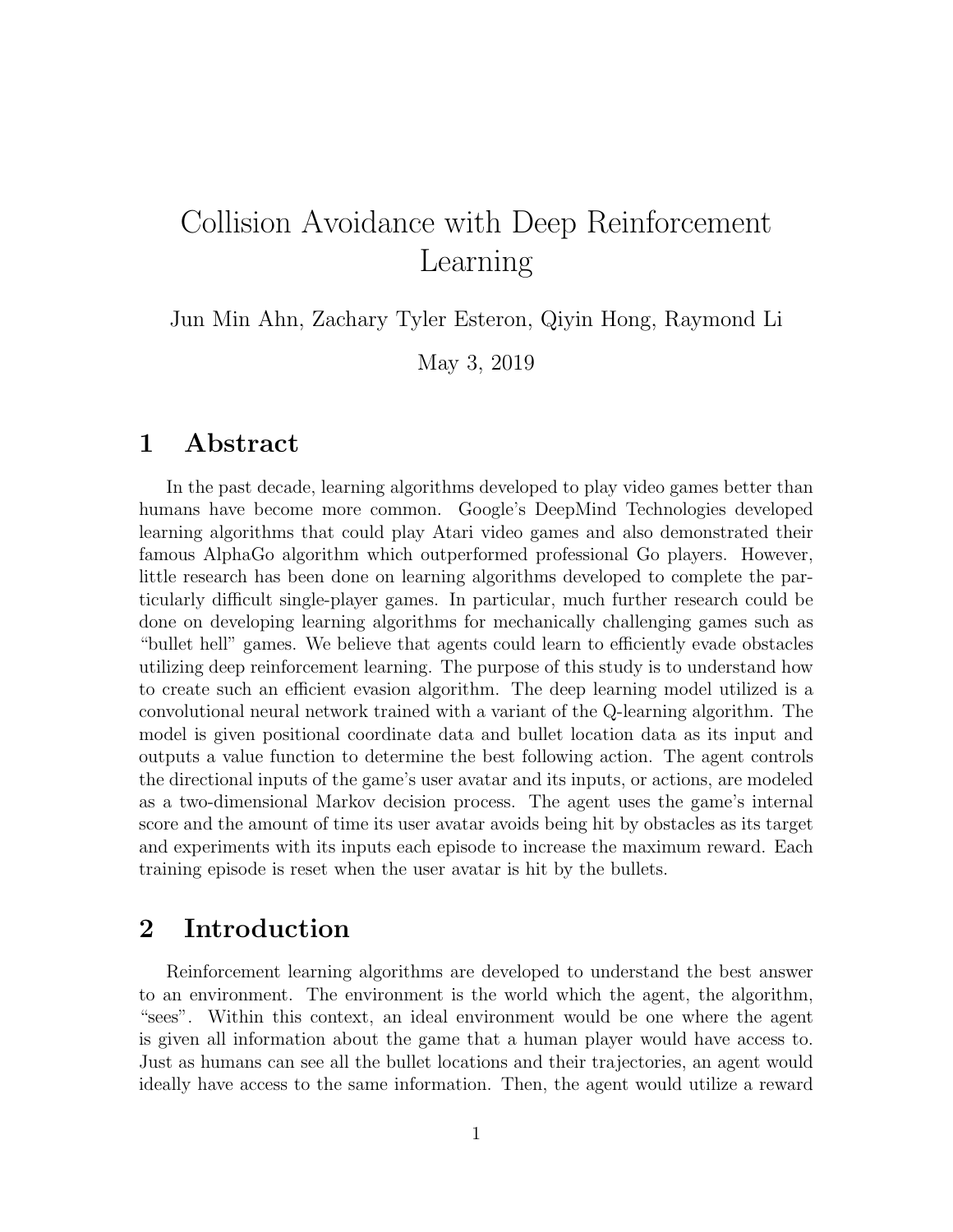# Collision Avoidance with Deep Reinforcement Learning

Jun Min Ahn, Zachary Tyler Esteron, Qiyin Hong, Raymond Li

May 3, 2019

## 1 Abstract

In the past decade, learning algorithms developed to play video games better than humans have become more common. Google's DeepMind Technologies developed learning algorithms that could play Atari video games and also demonstrated their famous AlphaGo algorithm which outperformed professional Go players. However, little research has been done on learning algorithms developed to complete the particularly difficult single-player games. In particular, much further research could be done on developing learning algorithms for mechanically challenging games such as "bullet hell" games. We believe that agents could learn to efficiently evade obstacles utilizing deep reinforcement learning. The purpose of this study is to understand how to create such an efficient evasion algorithm. The deep learning model utilized is a convolutional neural network trained with a variant of the Q-learning algorithm. The model is given positional coordinate data and bullet location data as its input and outputs a value function to determine the best following action. The agent controls the directional inputs of the game's user avatar and its inputs, or actions, are modeled as a two-dimensional Markov decision process. The agent uses the game's internal score and the amount of time its user avatar avoids being hit by obstacles as its target and experiments with its inputs each episode to increase the maximum reward. Each training episode is reset when the user avatar is hit by the bullets.

## 2 Introduction

Reinforcement learning algorithms are developed to understand the best answer to an environment. The environment is the world which the agent, the algorithm, "sees". Within this context, an ideal environment would be one where the agent is given all information about the game that a human player would have access to. Just as humans can see all the bullet locations and their trajectories, an agent would ideally have access to the same information. Then, the agent would utilize a reward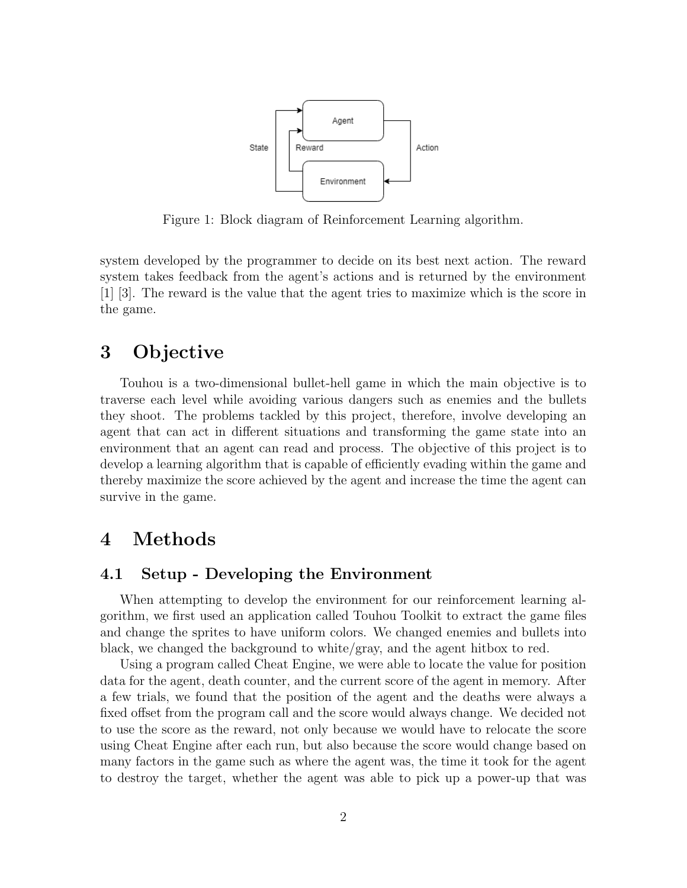Figure 1: Block diagram of Reinforcement Learning algorithm.

system developed by the programmer to decide on its best next action. The reward system takes feedback from the agent's actions and is returned by the environment [1] [3]. The reward is the value that the agent tries to maximize which is the score in the game.

# 3 Objective

Touhou is a two-dimensional bullet-hell game in which the main objective is to traverse each level while avoiding various dangers such as enemies and the bullets they shoot. The problems tackled by this project, therefore, involve developing an agent that can act in different situations and transforming the game state into an environment that an agent can read and process. The objective of this project is to develop a learning algorithm that is capable of efficiently evading within the game and thereby maximize the score achieved by the agent and increase the time the agent can survive in the game.

# 4 Methods

## 4.1 Setup - Developing the Environment

When attempting to develop the environment for our reinforcement learning algorithm, we first used an application called Touhou Toolkit to extract the game files and change the sprites to have uniform colors. We changed enemies and bullets into black, we changed the background to white/gray, and the agent hitbox to red.

Using a program called Cheat Engine, we were able to locate the value for position data for the agent, death counter, and the current score of the agent in memory. After a few trials, we found that the position of the agent and the deaths were always a fixed offset from the program call and the score would always change. We decided not to use the score as the reward, not only because we would have to relocate the score using Cheat Engine after each run, but also because the score would change based on many factors in the game such as where the agent was, the time it took for the agent to destroy the target, whether the agent was able to pick up a power-up that was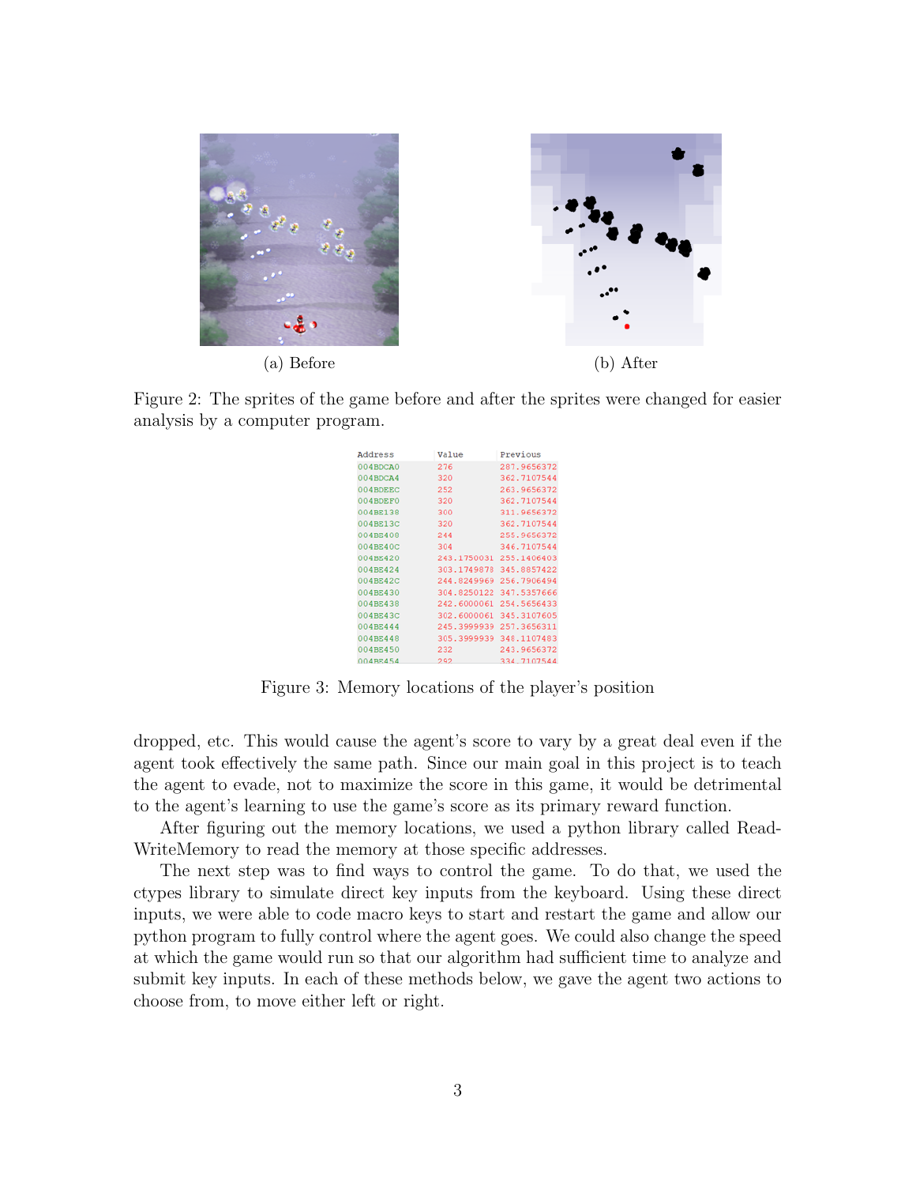(a) Before

(b) After

Figure 2: The sprites of the game before and after the sprites were changed for easier analysis by a computer program.

| Address | Value | Previous |
|---|---|---|
| 004BDCA0 | 276 | 287.9656372 |
| 004BDCA4 | 320 | 362.7107544 |
| 004BDEEC | 252 | 263.9656372 |
| 004BDEF0 | 320 | 362.7107544 |
| 004BE138 | 300 | 311.9656372 |
| 004BE13C | 320 | 362.7107544 |
| 004BE408 | 244 | 255.9656372 |
| 004BE40C | 304 | 346.7107544 |
| 004BE420 | 243.1750031 | 255.1406403 |
| 004BE424 | 303.1749878 | 345.8857422 |
| 004BE42C | 244.8249969 | 256.7906494 |
| 004BE430 | 304.8250122 | 347.5357666 |
| 004BE438 | 242.6000061 | 254.5656433 |
| 004BE43C | 302.6000061 | 345.3107605 |
| 004BE444 | 245.3999939 | 257.3656311 |
| 004BE448 | 305.3999939 | 348.1107483 |
| 004BE450 | 232 | 243.9656372 |
| 004BE454 | 292 | 334.7107544 |

Figure 3: Memory locations of the player's position

dropped, etc. This would cause the agent's score to vary by a great deal even if the agent took effectively the same path. Since our main goal in this project is to teach the agent to evade, not to maximize the score in this game, it would be detrimental to the agent's learning to use the game's score as its primary reward function.

After figuring out the memory locations, we used a python library called ReadWriteMemory to read the memory at those specific addresses.

The next step was to find ways to control the game. To do that, we used the ctypes library to simulate direct key inputs from the keyboard. Using these direct inputs, we were able to code macro keys to start and restart the game and allow our python program to fully control where the agent goes. We could also change the speed at which the game would run so that our algorithm had sufficient time to analyze and submit key inputs. In each of these methods below, we gave the agent two actions to choose from, to move either left or right.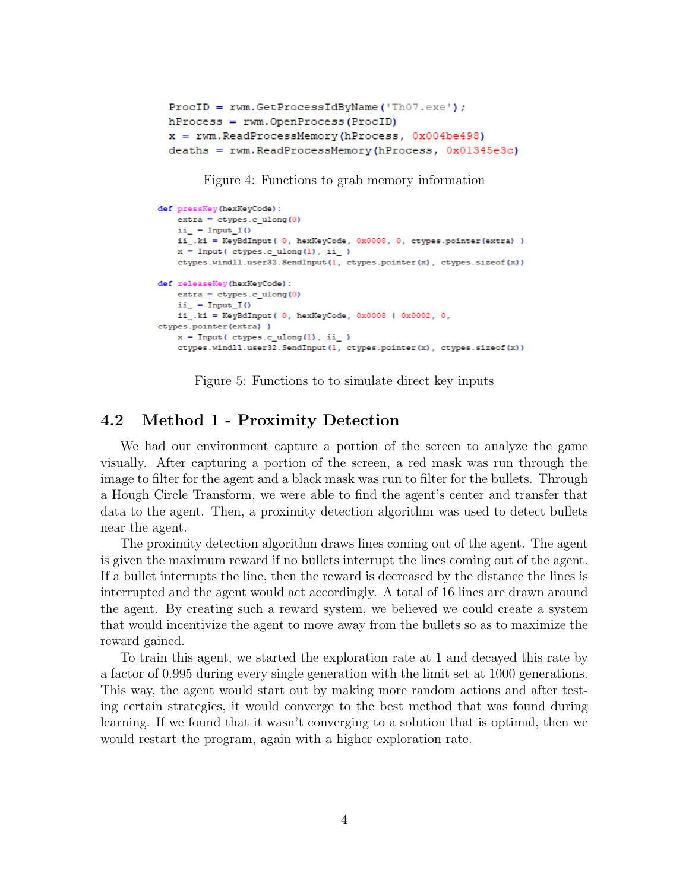```
ProcID = rwm.GetProcessIdByName('Th07.exe');
hProcess = rwm.OpenProcess(ProcID)
x = rwm.ReadProcessMemory(hProcess, 0x004be498)
deaths = rwm.ReadProcessMemory(hProcess, 0x01345e3c)
```

Figure 4: Functions to grab memory information

```
def pressKey(hexKeyCode):
    extra = ctypes.c_ulong(0)
    ii_ = Input_I()
    ii_.ki = KeyBdInput( 0, hexKeyCode, 0x0008, 0, ctypes.pointer(extra) )
    x = Input( ctypes.c_ulong(1), ii_ )
    ctypes.windll.user32.SendInput(1, ctypes.pointer(x), ctypes.sizeof(x))

def releaseKey(hexKeyCode):
    extra = ctypes.c_ulong(0)
    ii_ = Input_I()
    ii_.ki = KeyBdInput( 0, hexKeyCode, 0x0008 | 0x0002, 0,
ctypes.pointer(extra) )
    x = Input( ctypes.c_ulong(1), ii_ )
    ctypes.windll.user32.SendInput(1, ctypes.pointer(x), ctypes.sizeof(x))
```

Figure 5: Functions to to simulate direct key inputs

## 4.2 Method 1 - Proximity Detection

We had our environment capture a portion of the screen to analyze the game visually. After capturing a portion of the screen, a red mask was run through the image to filter for the agent and a black mask was run to filter for the bullets. Through a Hough Circle Transform, we were able to find the agent's center and transfer that data to the agent. Then, a proximity detection algorithm was used to detect bullets near the agent.

The proximity detection algorithm draws lines coming out of the agent. The agent is given the maximum reward if no bullets interrupt the lines coming out of the agent. If a bullet interrupts the line, then the reward is decreased by the distance the lines is interrupted and the agent would act accordingly. A total of 16 lines are drawn around the agent. By creating such a reward system, we believed we could create a system that would incentivize the agent to move away from the bullets so as to maximize the reward gained.

To train this agent, we started the exploration rate at 1 and decayed this rate by a factor of 0.995 during every single generation with the limit set at 1000 generations. This way, the agent would start out by making more random actions and after testing certain strategies, it would converge to the best method that was found during learning. If we found that it wasn't converging to a solution that is optimal, then we would restart the program, again with a higher exploration rate.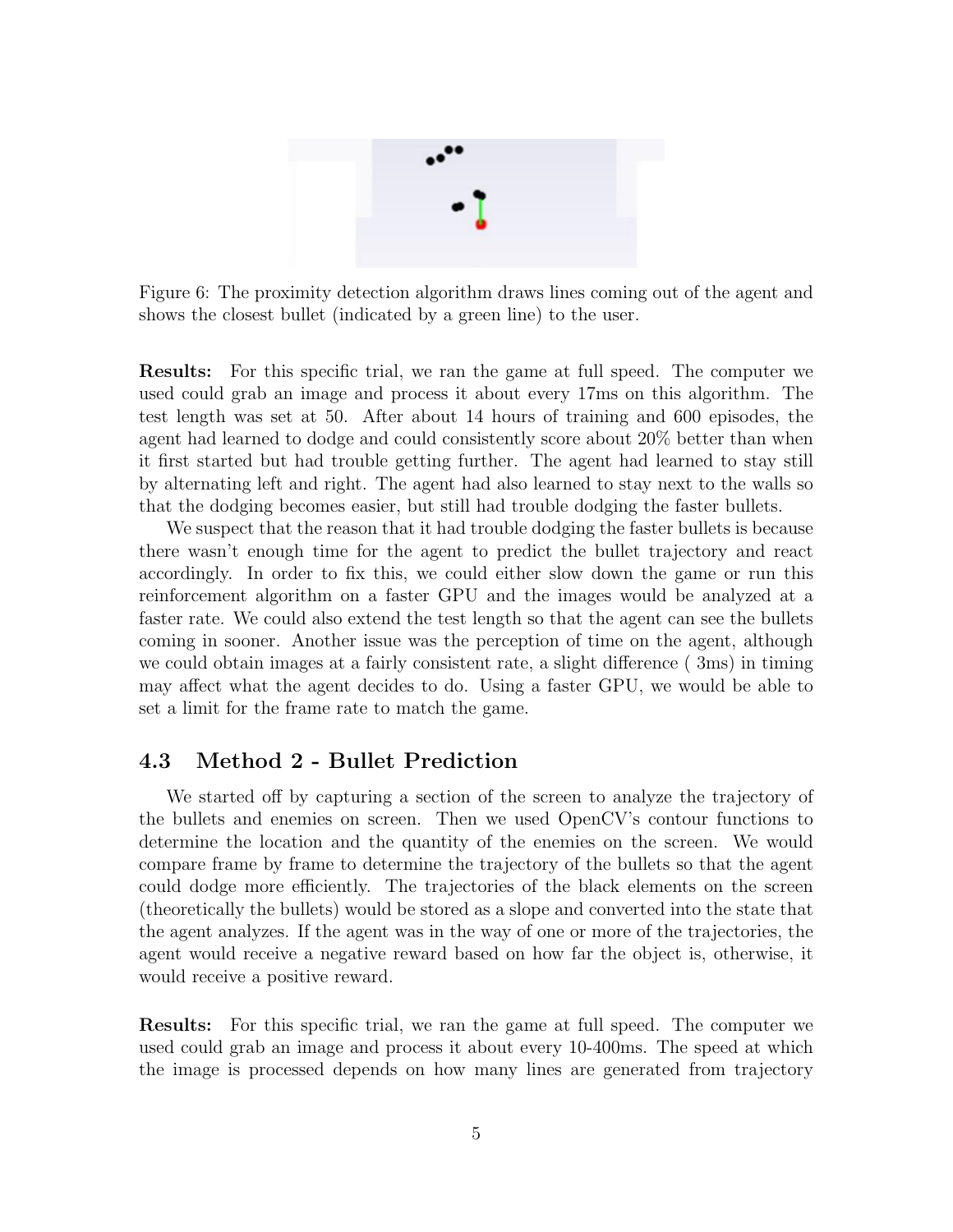Figure 6: The proximity detection algorithm draws lines coming out of the agent and shows the closest bullet (indicated by a green line) to the user.

**Results:** For this specific trial, we ran the game at full speed. The computer we used could grab an image and process it about every 17ms on this algorithm. The test length was set at 50. After about 14 hours of training and 600 episodes, the agent had learned to dodge and could consistently score about 20% better than when it first started but had trouble getting further. The agent had learned to stay still by alternating left and right. The agent had also learned to stay next to the walls so that the dodging becomes easier, but still had trouble dodging the faster bullets.

We suspect that the reason that it had trouble dodging the faster bullets is because there wasn't enough time for the agent to predict the bullet trajectory and react accordingly. In order to fix this, we could either slow down the game or run this reinforcement algorithm on a faster GPU and the images would be analyzed at a faster rate. We could also extend the test length so that the agent can see the bullets coming in sooner. Another issue was the perception of time on the agent, although we could obtain images at a fairly consistent rate, a slight difference ( 3ms) in timing may affect what the agent decides to do. Using a faster GPU, we would be able to set a limit for the frame rate to match the game.

### 4.3 Method 2 - Bullet Prediction

We started off by capturing a section of the screen to analyze the trajectory of the bullets and enemies on screen. Then we used OpenCV's contour functions to determine the location and the quantity of the enemies on the screen. We would compare frame by frame to determine the trajectory of the bullets so that the agent could dodge more efficiently. The trajectories of the black elements on the screen (theoretically the bullets) would be stored as a slope and converted into the state that the agent analyzes. If the agent was in the way of one or more of the trajectories, the agent would receive a negative reward based on how far the object is, otherwise, it would receive a positive reward.

**Results:** For this specific trial, we ran the game at full speed. The computer we used could grab an image and process it about every 10-400ms. The speed at which the image is processed depends on how many lines are generated from trajectory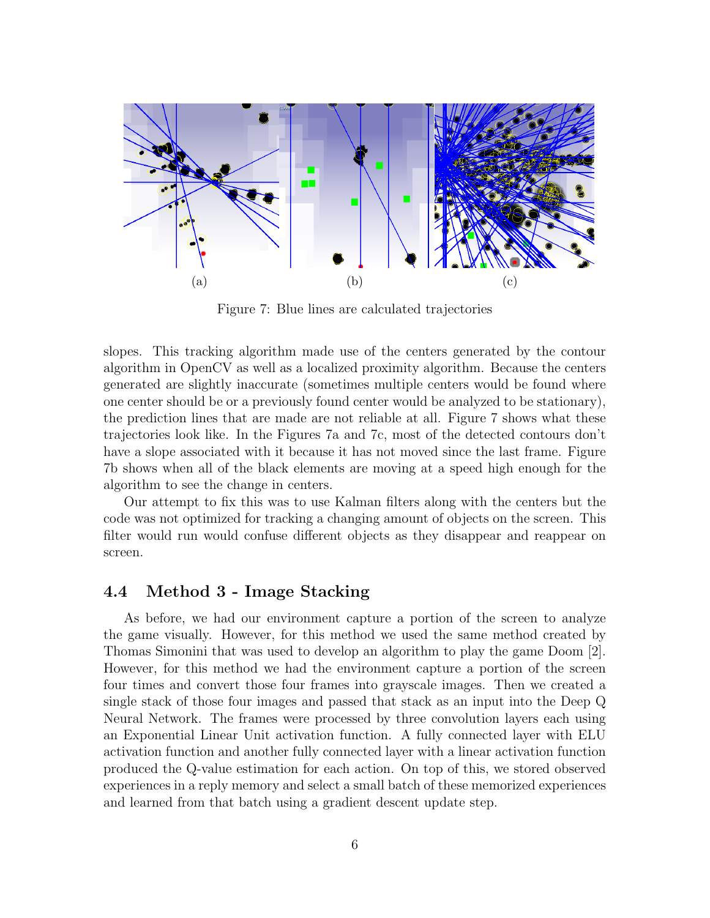(a) (b) (c)

Figure 7: Blue lines are calculated trajectories

slopes. This tracking algorithm made use of the centers generated by the contour algorithm in OpenCV as well as a localized proximity algorithm. Because the centers generated are slightly inaccurate (sometimes multiple centers would be found where one center should be or a previously found center would be analyzed to be stationary), the prediction lines that are made are not reliable at all. Figure 7 shows what these trajectories look like. In the Figures 7a and 7c, most of the detected contours don't have a slope associated with it because it has not moved since the last frame. Figure 7b shows when all of the black elements are moving at a speed high enough for the algorithm to see the change in centers.

Our attempt to fix this was to use Kalman filters along with the centers but the code was not optimized for tracking a changing amount of objects on the screen. This filter would run would confuse different objects as they disappear and reappear on screen.

### 4.4 Method 3 - Image Stacking

As before, we had our environment capture a portion of the screen to analyze the game visually. However, for this method we used the same method created by Thomas Simonini that was used to develop an algorithm to play the game Doom [2]. However, for this method we had the environment capture a portion of the screen four times and convert those four frames into grayscale images. Then we created a single stack of those four images and passed that stack as an input into the Deep Q Neural Network. The frames were processed by three convolution layers each using an Exponential Linear Unit activation function. A fully connected layer with ELU activation function and another fully connected layer with a linear activation function produced the Q-value estimation for each action. On top of this, we stored observed experiences in a reply memory and select a small batch of these memorized experiences and learned from that batch using a gradient descent update step.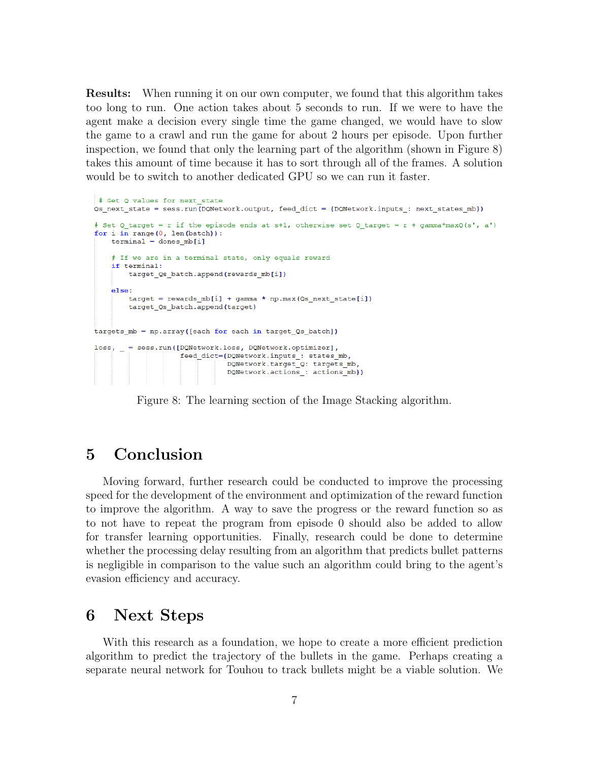**Results:** When running it on our own computer, we found that this algorithm takes too long to run. One action takes about 5 seconds to run. If we were to have the agent make a decision every single time the game changed, we would have to slow the game to a crawl and run the game for about 2 hours per episode. Upon further inspection, we found that only the learning part of the algorithm (shown in Figure 8) takes this amount of time because it has to sort through all of the frames. A solution would be to switch to another dedicated GPU so we can run it faster.

```
# Get Q values for next_state
Qs_next_state = sess.run(DQNetwork.output, feed_dict = {DQNetwork.inputs_: next_states_mb})

# Set Q_target = r if the episode ends at s+1, otherwise set Q_target = r + gamma*maxQ(s', a')
for i in range(0, len(batch)):
    terminal = dones_mb[i]

    # If we are in a terminal state, only equals reward
    if terminal:
        target_Qs_batch.append(rewards_mb[i])

    else:
        target = rewards_mb[i] + gamma * np.max(Qs_next_state[i])
        target_Qs_batch.append(target)


targets_mb = np.array([each for each in target_Qs_batch])

loss, _ = sess.run([DQNetwork.loss, DQNetwork.optimizer],
                    feed_dict={DQNetwork.inputs_: states_mb,
                               DQNetwork.target_Q: targets_mb,
                               DQNetwork.actions_: actions_mb})
```

Figure 8: The learning section of the Image Stacking algorithm.

# 5 Conclusion

Moving forward, further research could be conducted to improve the processing speed for the development of the environment and optimization of the reward function to improve the algorithm. A way to save the progress or the reward function so as to not have to repeat the program from episode 0 should also be added to allow for transfer learning opportunities. Finally, research could be done to determine whether the processing delay resulting from an algorithm that predicts bullet patterns is negligible in comparison to the value such an algorithm could bring to the agent's evasion efficiency and accuracy.

# 6 Next Steps

With this research as a foundation, we hope to create a more efficient prediction algorithm to predict the trajectory of the bullets in the game. Perhaps creating a separate neural network for Touhou to track bullets might be a viable solution. We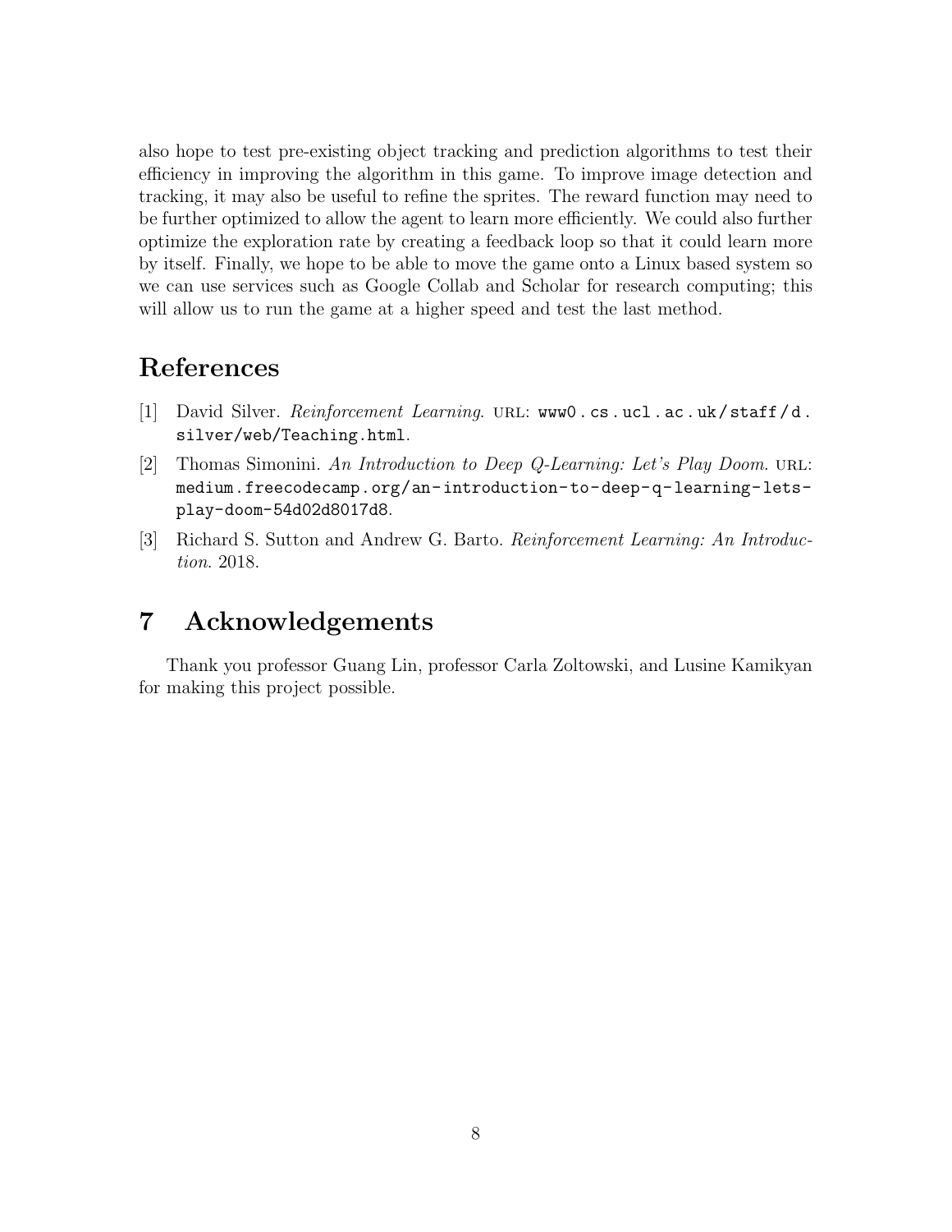also hope to test pre-existing object tracking and prediction algorithms to test their efficiency in improving the algorithm in this game. To improve image detection and tracking, it may also be useful to refine the sprites. The reward function may need to be further optimized to allow the agent to learn more efficiently. We could also further optimize the exploration rate by creating a feedback loop so that it could learn more by itself. Finally, we hope to be able to move the game onto a Linux based system so we can use services such as Google Collab and Scholar for research computing; this will allow us to run the game at a higher speed and test the last method.

## References

[1] David Silver. *Reinforcement Learning*. URL: `www0.cs.ucl.ac.uk/staff/d.silver/web/Teaching.html`.

[2] Thomas Simonini. *An Introduction to Deep Q-Learning: Let's Play Doom*. URL: `medium.freecodecamp.org/an-introduction-to-deep-q-learning-lets-play-doom-54d02d8017d8`.

[3] Richard S. Sutton and Andrew G. Barto. *Reinforcement Learning: An Introduction*. 2018.

# 7 Acknowledgements

Thank you professor Guang Lin, professor Carla Zoltowski, and Lusine Kamikyan for making this project possible.